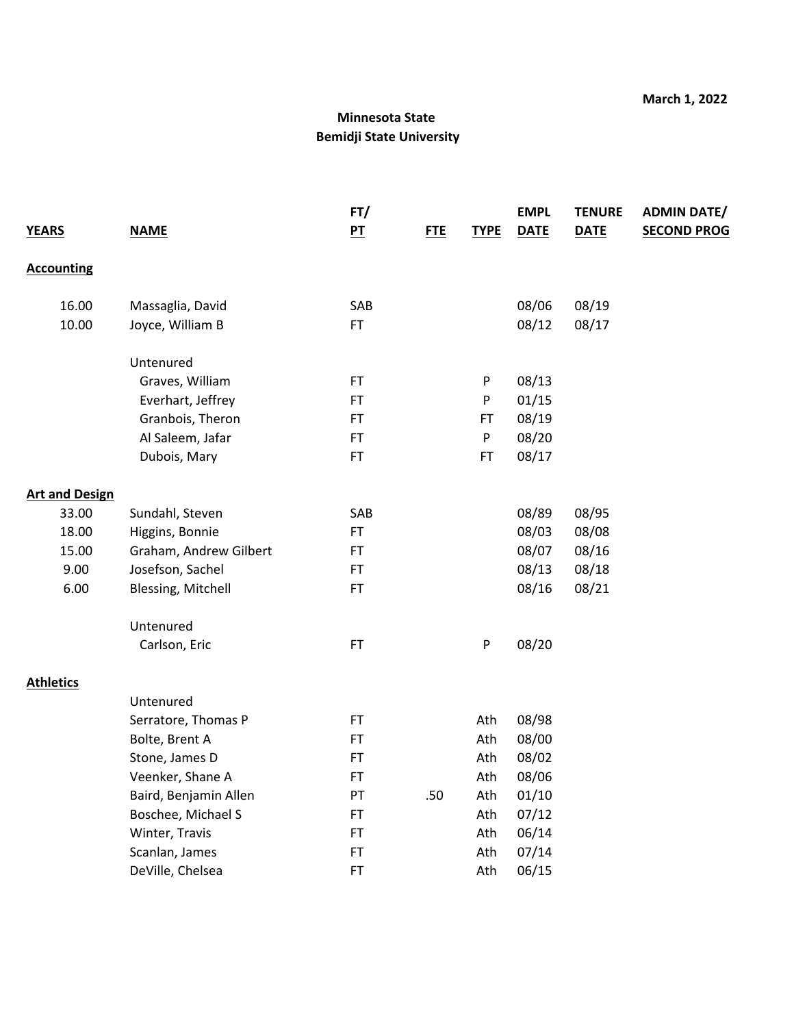March 1, 2022

**Minnesota State**
**Bemidji State University**

| YEARS | NAME | FT/ PT | FTE | TYPE | EMPL DATE | TENURE DATE | ADMIN DATE/ SECOND PROG |
|---|---|---|---|---|---|---|---|
| **Accounting** | | | | | | | |
| 16.00 | Massaglia, David | SAB | | | 08/06 | 08/19 | |
| 10.00 | Joyce, William B | FT | | | 08/12 | 08/17 | |
| | Untenured | | | | | | |
| | Graves, William | FT | | P | 08/13 | | |
| | Everhart, Jeffrey | FT | | P | 01/15 | | |
| | Granbois, Theron | FT | | FT | 08/19 | | |
| | Al Saleem, Jafar | FT | | P | 08/20 | | |
| | Dubois, Mary | FT | | FT | 08/17 | | |
| **Art and Design** | | | | | | | |
| 33.00 | Sundahl, Steven | SAB | | | 08/89 | 08/95 | |
| 18.00 | Higgins, Bonnie | FT | | | 08/03 | 08/08 | |
| 15.00 | Graham, Andrew Gilbert | FT | | | 08/07 | 08/16 | |
| 9.00 | Josefson, Sachel | FT | | | 08/13 | 08/18 | |
| 6.00 | Blessing, Mitchell | FT | | | 08/16 | 08/21 | |
| | Untenured | | | | | | |
| | Carlson, Eric | FT | | P | 08/20 | | |
| **Athletics** | | | | | | | |
| | Untenured | | | | | | |
| | Serratore, Thomas P | FT | | Ath | 08/98 | | |
| | Bolte, Brent A | FT | | Ath | 08/00 | | |
| | Stone, James D | FT | | Ath | 08/02 | | |
| | Veenker, Shane A | FT | | Ath | 08/06 | | |
| | Baird, Benjamin Allen | PT | .50 | Ath | 01/10 | | |
| | Boschee, Michael S | FT | | Ath | 07/12 | | |
| | Winter, Travis | FT | | Ath | 06/14 | | |
| | Scanlan, James | FT | | Ath | 07/14 | | |
| | DeVille, Chelsea | FT | | Ath | 06/15 | | |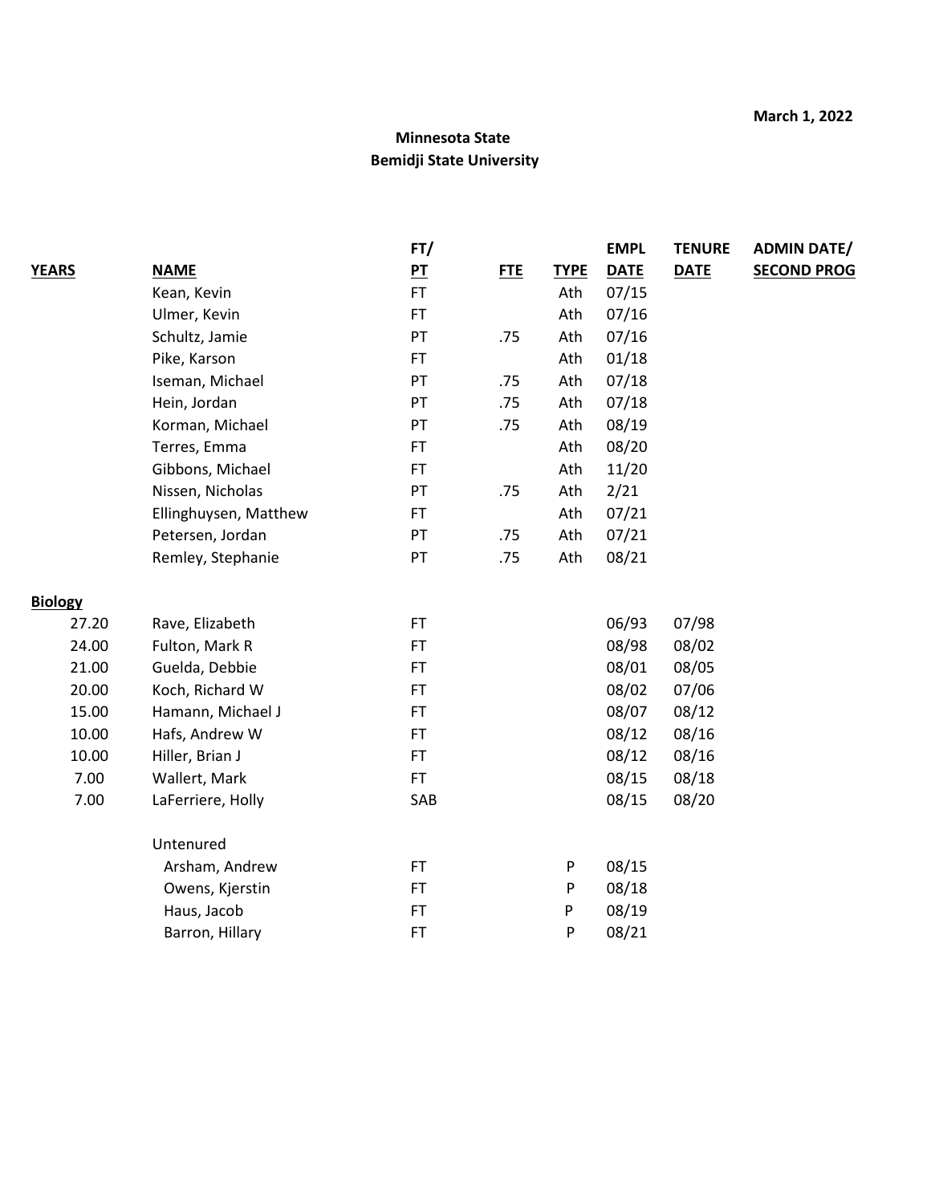**March 1, 2022**

**Minnesota State**
**Bemidji State University**

| YEARS | NAME | FT/ PT | FTE | TYPE | EMPL DATE | TENURE DATE | ADMIN DATE/ SECOND PROG |
|---|---|---|---|---|---|---|---|
| | Kean, Kevin | FT | | Ath | 07/15 | | |
| | Ulmer, Kevin | FT | | Ath | 07/16 | | |
| | Schultz, Jamie | PT | .75 | Ath | 07/16 | | |
| | Pike, Karson | FT | | Ath | 01/18 | | |
| | Iseman, Michael | PT | .75 | Ath | 07/18 | | |
| | Hein, Jordan | PT | .75 | Ath | 07/18 | | |
| | Korman, Michael | PT | .75 | Ath | 08/19 | | |
| | Terres, Emma | FT | | Ath | 08/20 | | |
| | Gibbons, Michael | FT | | Ath | 11/20 | | |
| | Nissen, Nicholas | PT | .75 | Ath | 2/21 | | |
| | Ellinghuysen, Matthew | FT | | Ath | 07/21 | | |
| | Petersen, Jordan | PT | .75 | Ath | 07/21 | | |
| | Remley, Stephanie | PT | .75 | Ath | 08/21 | | |
| **Biology** | | | | | | | |
| 27.20 | Rave, Elizabeth | FT | | | 06/93 | 07/98 | |
| 24.00 | Fulton, Mark R | FT | | | 08/98 | 08/02 | |
| 21.00 | Guelda, Debbie | FT | | | 08/01 | 08/05 | |
| 20.00 | Koch, Richard W | FT | | | 08/02 | 07/06 | |
| 15.00 | Hamann, Michael J | FT | | | 08/07 | 08/12 | |
| 10.00 | Hafs, Andrew W | FT | | | 08/12 | 08/16 | |
| 10.00 | Hiller, Brian J | FT | | | 08/12 | 08/16 | |
| 7.00 | Wallert, Mark | FT | | | 08/15 | 08/18 | |
| 7.00 | LaFerriere, Holly | SAB | | | 08/15 | 08/20 | |
| | Untenured | | | | | | |
| | Arsham, Andrew | FT | | P | 08/15 | | |
| | Owens, Kjerstin | FT | | P | 08/18 | | |
| | Haus, Jacob | FT | | P | 08/19 | | |
| | Barron, Hillary | FT | | P | 08/21 | | |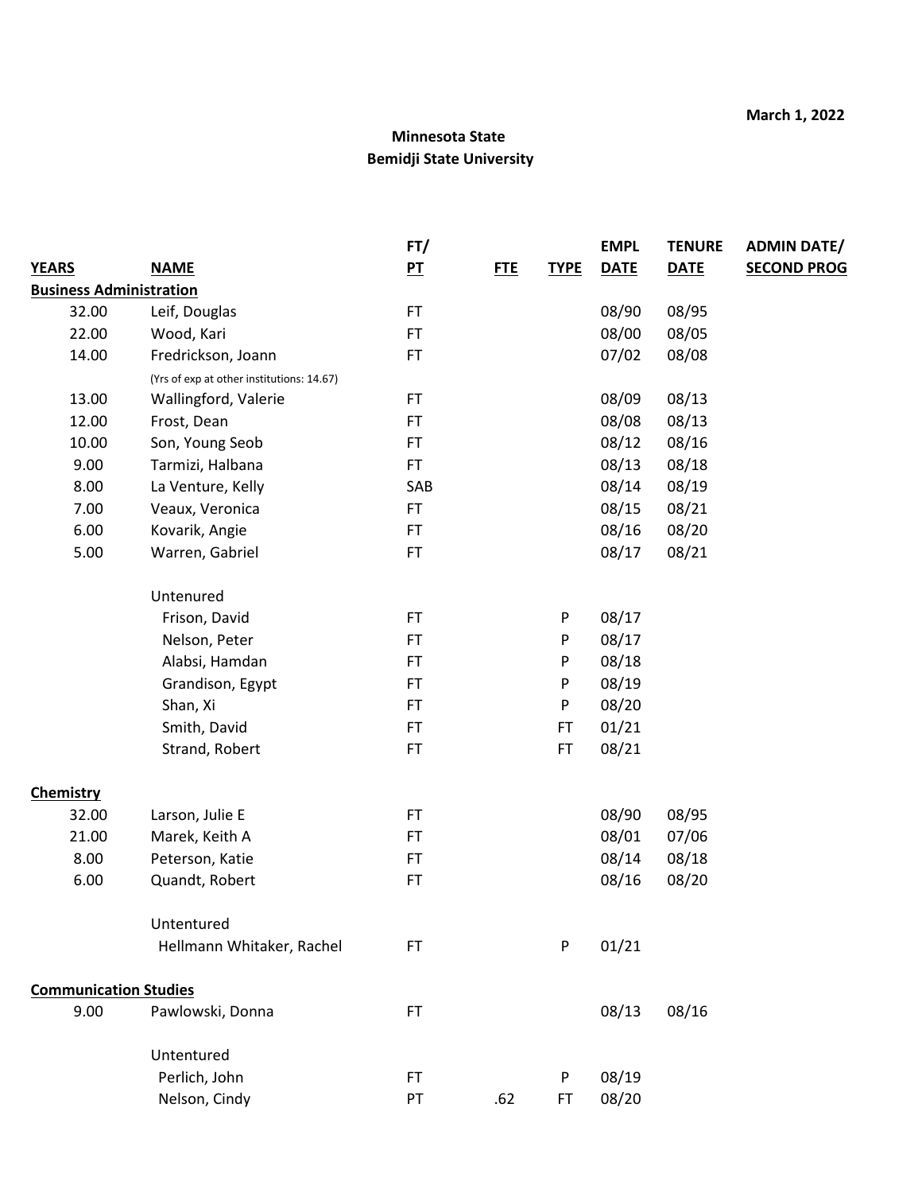**March 1, 2022**

**Minnesota State**
**Bemidji State University**

| YEARS | NAME | FT/ PT | FTE | TYPE | EMPL DATE | TENURE DATE | ADMIN DATE/ SECOND PROG |
|---|---|---|---|---|---|---|---|
| **Business Administration** | | | | | | | |
| 32.00 | Leif, Douglas | FT | | | 08/90 | 08/95 | |
| 22.00 | Wood, Kari | FT | | | 08/00 | 08/05 | |
| 14.00 | Fredrickson, Joann | FT | | | 07/02 | 08/08 | |
| | (Yrs of exp at other institutions: 14.67) | | | | | | |
| 13.00 | Wallingford, Valerie | FT | | | 08/09 | 08/13 | |
| 12.00 | Frost, Dean | FT | | | 08/08 | 08/13 | |
| 10.00 | Son, Young Seob | FT | | | 08/12 | 08/16 | |
| 9.00 | Tarmizi, Halbana | FT | | | 08/13 | 08/18 | |
| 8.00 | La Venture, Kelly | SAB | | | 08/14 | 08/19 | |
| 7.00 | Veaux, Veronica | FT | | | 08/15 | 08/21 | |
| 6.00 | Kovarik, Angie | FT | | | 08/16 | 08/20 | |
| 5.00 | Warren, Gabriel | FT | | | 08/17 | 08/21 | |
| | Untenured | | | | | | |
| | Frison, David | FT | | P | 08/17 | | |
| | Nelson, Peter | FT | | P | 08/17 | | |
| | Alabsi, Hamdan | FT | | P | 08/18 | | |
| | Grandison, Egypt | FT | | P | 08/19 | | |
| | Shan, Xi | FT | | P | 08/20 | | |
| | Smith, David | FT | | FT | 01/21 | | |
| | Strand, Robert | FT | | FT | 08/21 | | |
| **Chemistry** | | | | | | | |
| 32.00 | Larson, Julie E | FT | | | 08/90 | 08/95 | |
| 21.00 | Marek, Keith A | FT | | | 08/01 | 07/06 | |
| 8.00 | Peterson, Katie | FT | | | 08/14 | 08/18 | |
| 6.00 | Quandt, Robert | FT | | | 08/16 | 08/20 | |
| | Untentured | | | | | | |
| | Hellmann Whitaker, Rachel | FT | | P | 01/21 | | |
| **Communication Studies** | | | | | | | |
| 9.00 | Pawlowski, Donna | FT | | | 08/13 | 08/16 | |
| | Untentured | | | | | | |
| | Perlich, John | FT | | P | 08/19 | | |
| | Nelson, Cindy | PT | .62 | FT | 08/20 | | |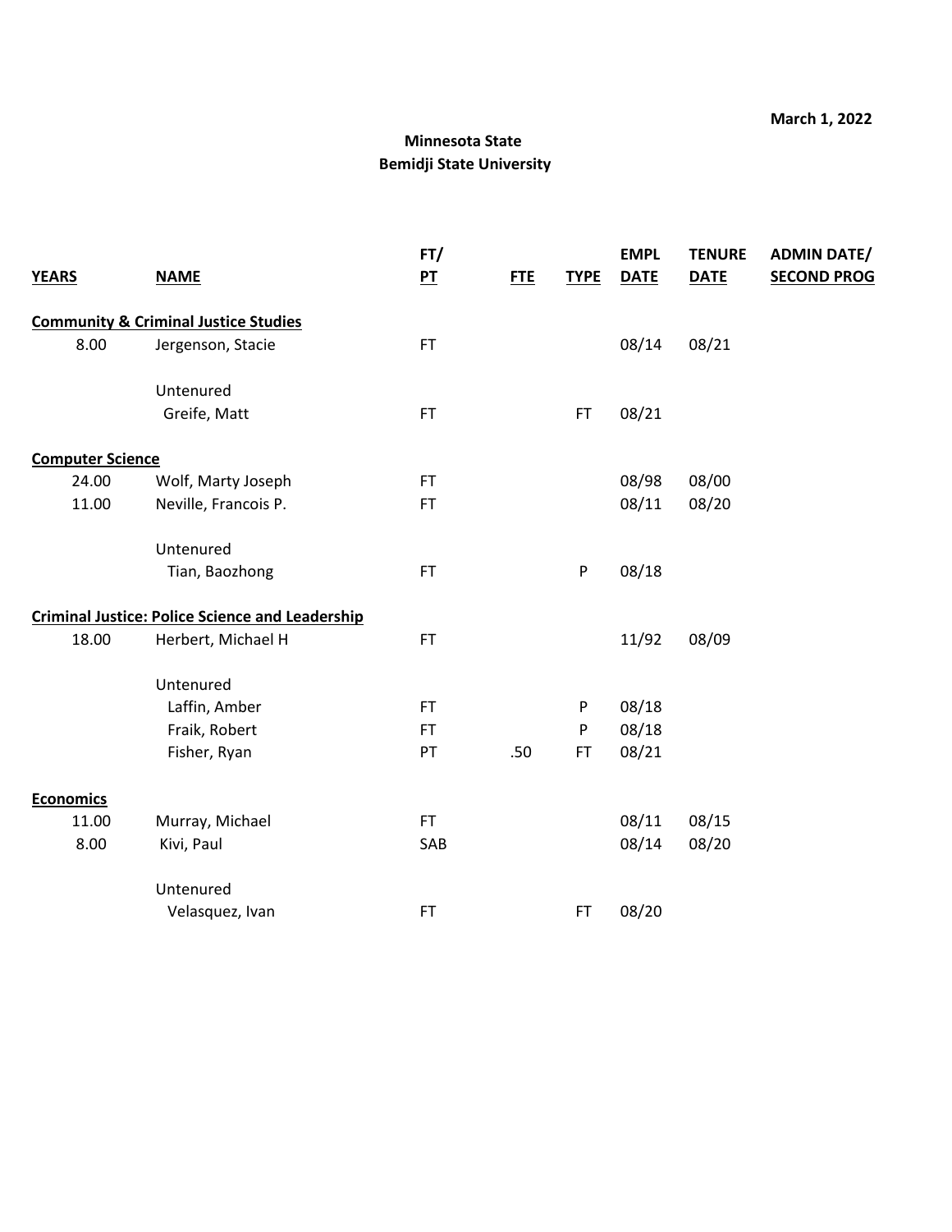March 1, 2022

**Minnesota State**
**Bemidji State University**

| YEARS | NAME | FT/ PT | FTE | TYPE | EMPL DATE | TENURE DATE | ADMIN DATE/ SECOND PROG |
|---|---|---|---|---|---|---|---|
| **Community & Criminal Justice Studies** | | | | | | | |
| 8.00 | Jergenson, Stacie | FT | | | 08/14 | 08/21 | |
| | Untenured | | | | | | |
| | Greife, Matt | FT | | FT | 08/21 | | |
| **Computer Science** | | | | | | | |
| 24.00 | Wolf, Marty Joseph | FT | | | 08/98 | 08/00 | |
| 11.00 | Neville, Francois P. | FT | | | 08/11 | 08/20 | |
| | Untenured | | | | | | |
| | Tian, Baozhong | FT | | P | 08/18 | | |
| **Criminal Justice: Police Science and Leadership** | | | | | | | |
| 18.00 | Herbert, Michael H | FT | | | 11/92 | 08/09 | |
| | Untenured | | | | | | |
| | Laffin, Amber | FT | | P | 08/18 | | |
| | Fraik, Robert | FT | | P | 08/18 | | |
| | Fisher, Ryan | PT | .50 | FT | 08/21 | | |
| **Economics** | | | | | | | |
| 11.00 | Murray, Michael | FT | | | 08/11 | 08/15 | |
| 8.00 | Kivi, Paul | SAB | | | 08/14 | 08/20 | |
| | Untenured | | | | | | |
| | Velasquez, Ivan | FT | | FT | 08/20 | | |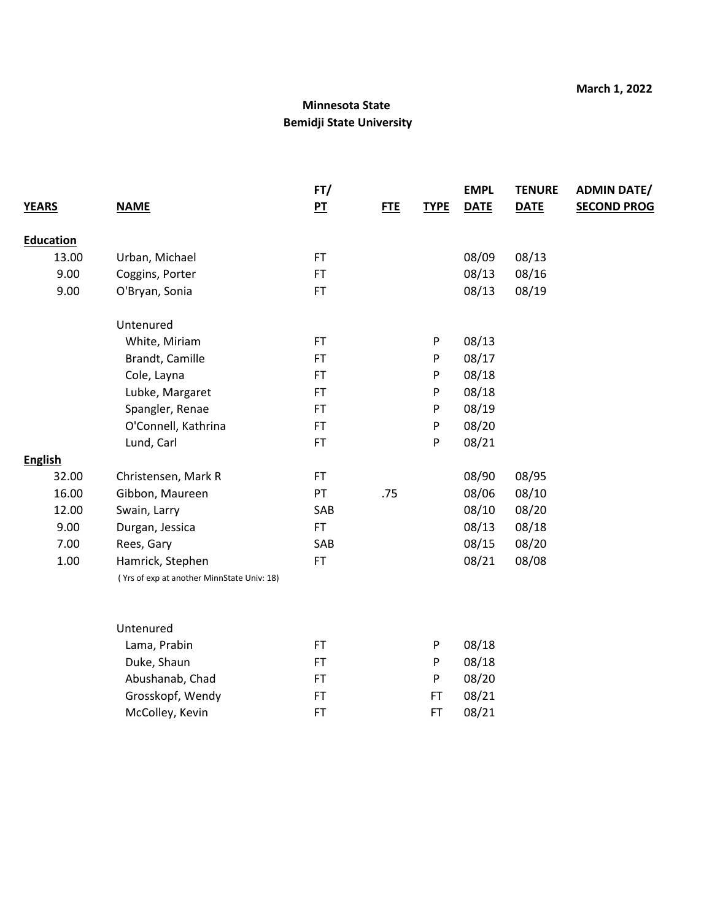March 1, 2022

**Minnesota State**
**Bemidji State University**

| YEARS | NAME | FT/ PT | FTE | TYPE | EMPL DATE | TENURE DATE | ADMIN DATE/ SECOND PROG |
|---|---|---|---|---|---|---|---|
| **Education** | | | | | | | |
| 13.00 | Urban, Michael | FT | | | 08/09 | 08/13 | |
| 9.00 | Coggins, Porter | FT | | | 08/13 | 08/16 | |
| 9.00 | O'Bryan, Sonia | FT | | | 08/13 | 08/19 | |
| | Untenured | | | | | | |
| | White, Miriam | FT | | P | 08/13 | | |
| | Brandt, Camille | FT | | P | 08/17 | | |
| | Cole, Layna | FT | | P | 08/18 | | |
| | Lubke, Margaret | FT | | P | 08/18 | | |
| | Spangler, Renae | FT | | P | 08/19 | | |
| | O'Connell, Kathrina | FT | | P | 08/20 | | |
| | Lund, Carl | FT | | P | 08/21 | | |
| **English** | | | | | | | |
| 32.00 | Christensen, Mark R | FT | | | 08/90 | 08/95 | |
| 16.00 | Gibbon, Maureen | PT | .75 | | 08/06 | 08/10 | |
| 12.00 | Swain, Larry | SAB | | | 08/10 | 08/20 | |
| 9.00 | Durgan, Jessica | FT | | | 08/13 | 08/18 | |
| 7.00 | Rees, Gary | SAB | | | 08/15 | 08/20 | |
| 1.00 | Hamrick, Stephen (Yrs of exp at another MinnState Univ: 18) | FT | | | 08/21 | 08/08 | |
| | Untenured | | | | | | |
| | Lama, Prabin | FT | | P | 08/18 | | |
| | Duke, Shaun | FT | | P | 08/18 | | |
| | Abushanab, Chad | FT | | P | 08/20 | | |
| | Grosskopf, Wendy | FT | | FT | 08/21 | | |
| | McColley, Kevin | FT | | FT | 08/21 | | |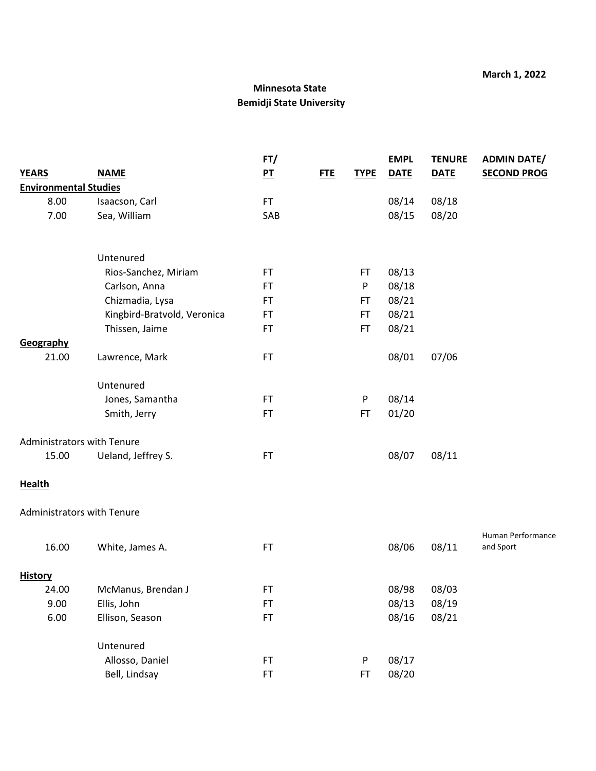March 1, 2022

**Minnesota State**
**Bemidji State University**

| YEARS | NAME | FT/ PT | FTE | TYPE | EMPL DATE | TENURE DATE | ADMIN DATE/ SECOND PROG |
|---|---|---|---|---|---|---|---|
| **Environmental Studies** | | | | | | | |
| 8.00 | Isaacson, Carl | FT | | | 08/14 | 08/18 | |
| 7.00 | Sea, William | SAB | | | 08/15 | 08/20 | |
| | Untenured | | | | | | |
| | Rios-Sanchez, Miriam | FT | | FT | 08/13 | | |
| | Carlson, Anna | FT | | P | 08/18 | | |
| | Chizmadia, Lysa | FT | | FT | 08/21 | | |
| | Kingbird-Bratvold, Veronica | FT | | FT | 08/21 | | |
| | Thissen, Jaime | FT | | FT | 08/21 | | |
| **Geography** | | | | | | | |
| 21.00 | Lawrence, Mark | FT | | | 08/01 | 07/06 | |
| | Untenured | | | | | | |
| | Jones, Samantha | FT | | P | 08/14 | | |
| | Smith, Jerry | FT | | FT | 01/20 | | |
| Administrators with Tenure | | | | | | | |
| 15.00 | Ueland, Jeffrey S. | FT | | | 08/07 | 08/11 | |
| **Health** | | | | | | | |
| Administrators with Tenure | | | | | | | |
| 16.00 | White, James A. | FT | | | 08/06 | 08/11 | Human Performance and Sport |
| **History** | | | | | | | |
| 24.00 | McManus, Brendan J | FT | | | 08/98 | 08/03 | |
| 9.00 | Ellis, John | FT | | | 08/13 | 08/19 | |
| 6.00 | Ellison, Season | FT | | | 08/16 | 08/21 | |
| | Untenured | | | | | | |
| | Allosso, Daniel | FT | | P | 08/17 | | |
| | Bell, Lindsay | FT | | FT | 08/20 | | |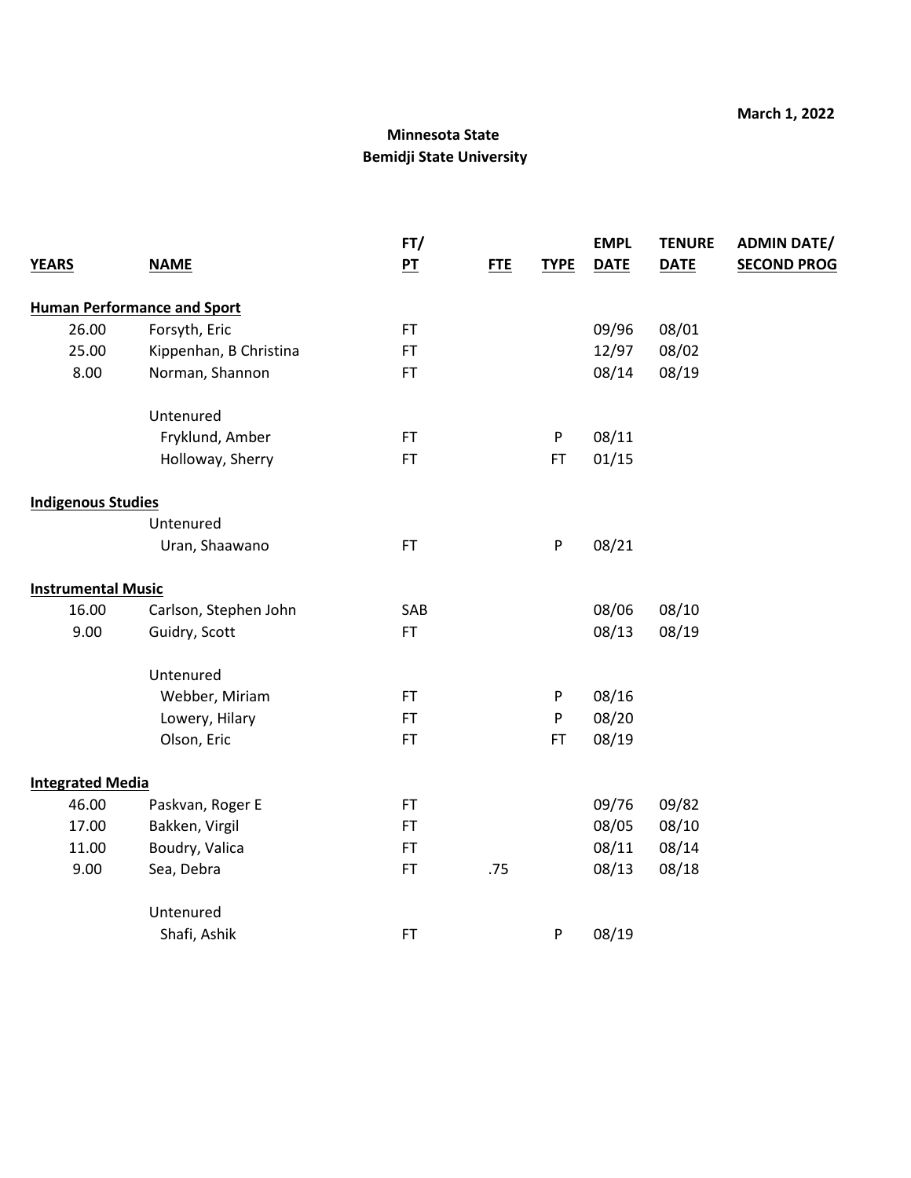March 1, 2022

**Minnesota State**
**Bemidji State University**

| YEARS | NAME | FT/ PT | FTE | TYPE | EMPL DATE | TENURE DATE | ADMIN DATE/ SECOND PROG |
|---|---|---|---|---|---|---|---|
| **Human Performance and Sport** | | | | | | | |
| 26.00 | Forsyth, Eric | FT | | | 09/96 | 08/01 | |
| 25.00 | Kippenhan, B Christina | FT | | | 12/97 | 08/02 | |
| 8.00 | Norman, Shannon | FT | | | 08/14 | 08/19 | |
| | Untenured | | | | | | |
| | Fryklund, Amber | FT | | P | 08/11 | | |
| | Holloway, Sherry | FT | | FT | 01/15 | | |
| **Indigenous Studies** | | | | | | | |
| | Untenured | | | | | | |
| | Uran, Shaawano | FT | | P | 08/21 | | |
| **Instrumental Music** | | | | | | | |
| 16.00 | Carlson, Stephen John | SAB | | | 08/06 | 08/10 | |
| 9.00 | Guidry, Scott | FT | | | 08/13 | 08/19 | |
| | Untenured | | | | | | |
| | Webber, Miriam | FT | | P | 08/16 | | |
| | Lowery, Hilary | FT | | P | 08/20 | | |
| | Olson, Eric | FT | | FT | 08/19 | | |
| **Integrated Media** | | | | | | | |
| 46.00 | Paskvan, Roger E | FT | | | 09/76 | 09/82 | |
| 17.00 | Bakken, Virgil | FT | | | 08/05 | 08/10 | |
| 11.00 | Boudry, Valica | FT | | | 08/11 | 08/14 | |
| 9.00 | Sea, Debra | FT | .75 | | 08/13 | 08/18 | |
| | Untenured | | | | | | |
| | Shafi, Ashik | FT | | P | 08/19 | | |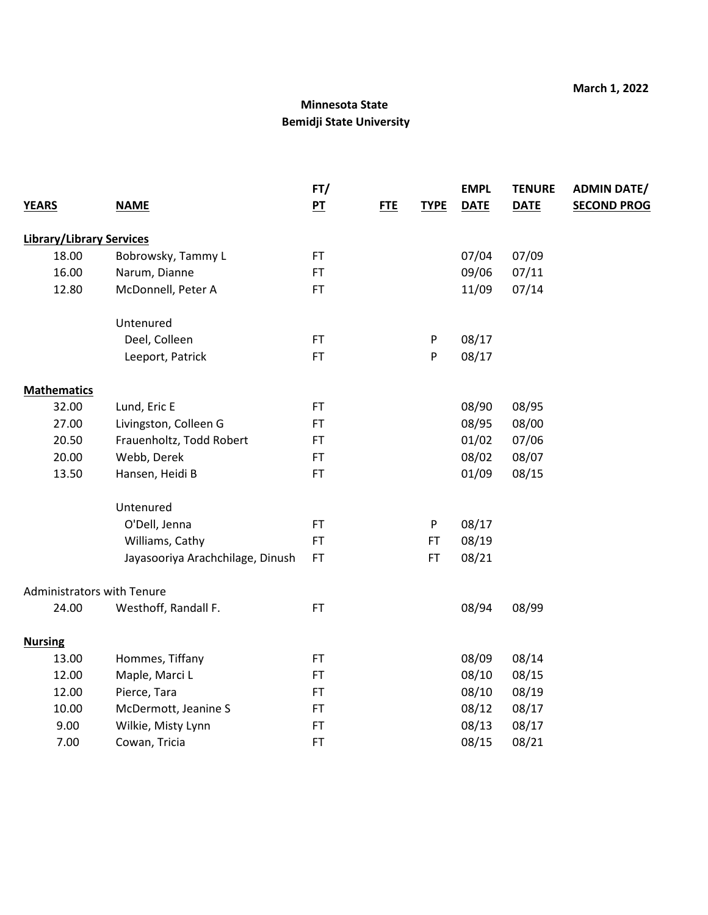**March 1, 2022**

**Minnesota State**
**Bemidji State University**

| YEARS | NAME | FT/ PT | FTE | TYPE | EMPL DATE | TENURE DATE | ADMIN DATE/ SECOND PROG |
|---|---|---|---|---|---|---|---|
| **Library/Library Services** | | | | | | | |
| 18.00 | Bobrowsky, Tammy L | FT | | | 07/04 | 07/09 | |
| 16.00 | Narum, Dianne | FT | | | 09/06 | 07/11 | |
| 12.80 | McDonnell, Peter A | FT | | | 11/09 | 07/14 | |
| | Untenured | | | | | | |
| | Deel, Colleen | FT | | P | 08/17 | | |
| | Leeport, Patrick | FT | | P | 08/17 | | |
| **Mathematics** | | | | | | | |
| 32.00 | Lund, Eric E | FT | | | 08/90 | 08/95 | |
| 27.00 | Livingston, Colleen G | FT | | | 08/95 | 08/00 | |
| 20.50 | Frauenholtz, Todd Robert | FT | | | 01/02 | 07/06 | |
| 20.00 | Webb, Derek | FT | | | 08/02 | 08/07 | |
| 13.50 | Hansen, Heidi B | FT | | | 01/09 | 08/15 | |
| | Untenured | | | | | | |
| | O'Dell, Jenna | FT | | P | 08/17 | | |
| | Williams, Cathy | FT | | FT | 08/19 | | |
| | Jayasooriya Arachchilage, Dinush | FT | | FT | 08/21 | | |
| Administrators with Tenure | | | | | | | |
| 24.00 | Westhoff, Randall F. | FT | | | 08/94 | 08/99 | |
| **Nursing** | | | | | | | |
| 13.00 | Hommes, Tiffany | FT | | | 08/09 | 08/14 | |
| 12.00 | Maple, Marci L | FT | | | 08/10 | 08/15 | |
| 12.00 | Pierce, Tara | FT | | | 08/10 | 08/19 | |
| 10.00 | McDermott, Jeanine S | FT | | | 08/12 | 08/17 | |
| 9.00 | Wilkie, Misty Lynn | FT | | | 08/13 | 08/17 | |
| 7.00 | Cowan, Tricia | FT | | | 08/15 | 08/21 | |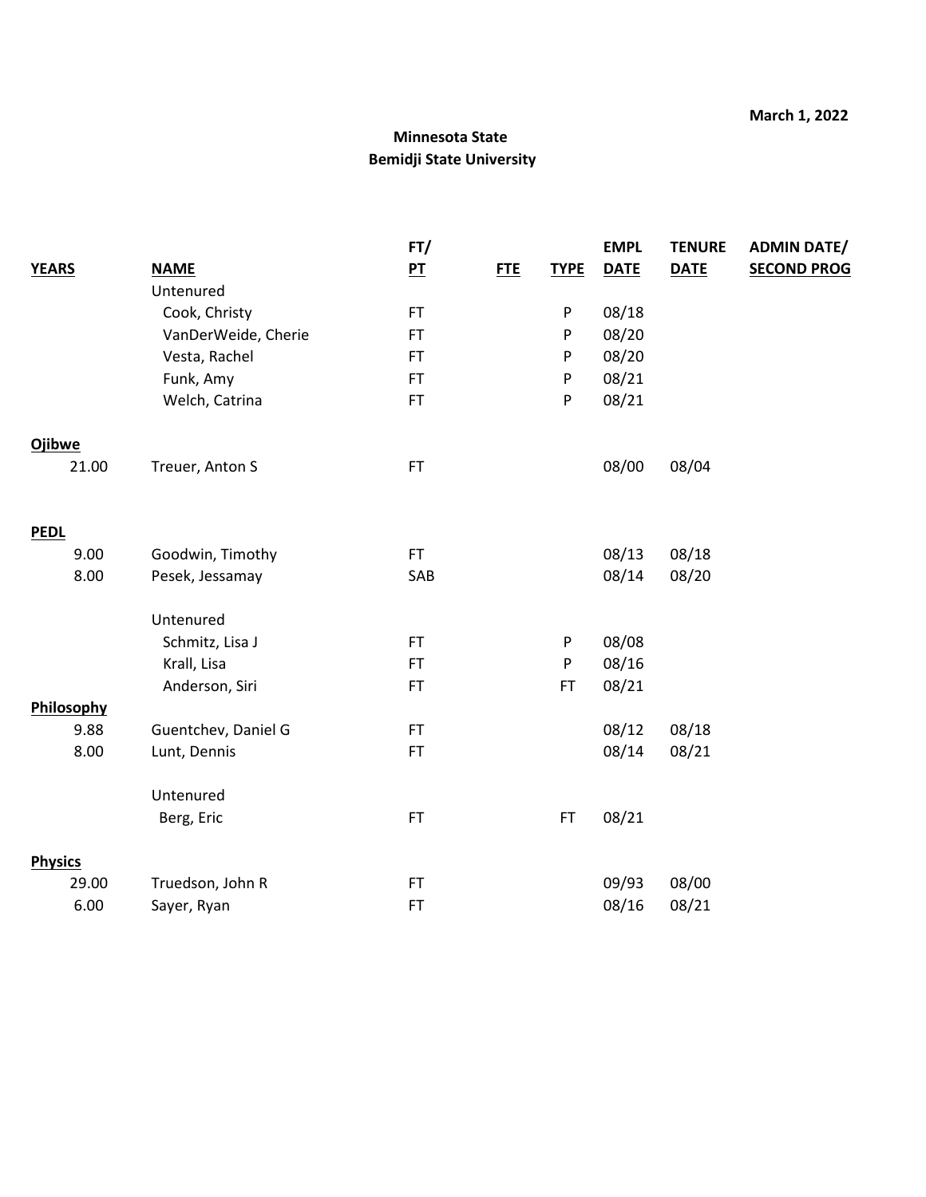**March 1, 2022**

**Minnesota State**
**Bemidji State University**

| YEARS | NAME | FT/ PT | FTE | TYPE | EMPL DATE | TENURE DATE | ADMIN DATE/ SECOND PROG |
|---|---|---|---|---|---|---|---|
| | Untenured | | | | | | |
| | Cook, Christy | FT | | P | 08/18 | | |
| | VanDerWeide, Cherie | FT | | P | 08/20 | | |
| | Vesta, Rachel | FT | | P | 08/20 | | |
| | Funk, Amy | FT | | P | 08/21 | | |
| | Welch, Catrina | FT | | P | 08/21 | | |
| **Ojibwe** | | | | | | | |
| 21.00 | Treuer, Anton S | FT | | | 08/00 | 08/04 | |
| **PEDL** | | | | | | | |
| 9.00 | Goodwin, Timothy | FT | | | 08/13 | 08/18 | |
| 8.00 | Pesek, Jessamay | SAB | | | 08/14 | 08/20 | |
| | Untenured | | | | | | |
| | Schmitz, Lisa J | FT | | P | 08/08 | | |
| | Krall, Lisa | FT | | P | 08/16 | | |
| | Anderson, Siri | FT | | FT | 08/21 | | |
| **Philosophy** | | | | | | | |
| 9.88 | Guentchev, Daniel G | FT | | | 08/12 | 08/18 | |
| 8.00 | Lunt, Dennis | FT | | | 08/14 | 08/21 | |
| | Untenured | | | | | | |
| | Berg, Eric | FT | | FT | 08/21 | | |
| **Physics** | | | | | | | |
| 29.00 | Truedson, John R | FT | | | 09/93 | 08/00 | |
| 6.00 | Sayer, Ryan | FT | | | 08/16 | 08/21 | |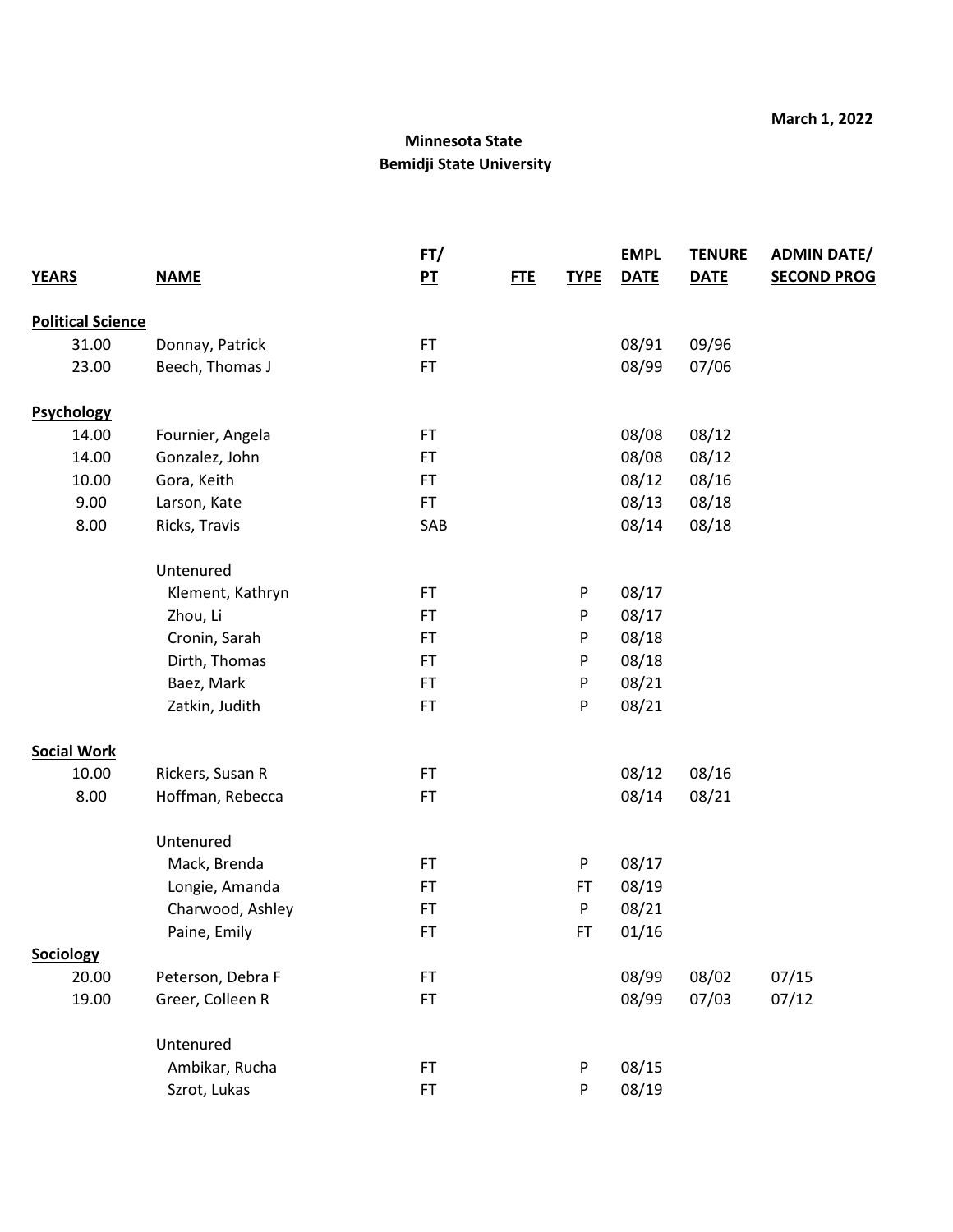March 1, 2022

**Minnesota State**
**Bemidji State University**

| YEARS | NAME | FT/ PT | FTE | TYPE | EMPL DATE | TENURE DATE | ADMIN DATE/ SECOND PROG |
|---|---|---|---|---|---|---|---|
| **Political Science** | | | | | | | |
| 31.00 | Donnay, Patrick | FT | | | 08/91 | 09/96 | |
| 23.00 | Beech, Thomas J | FT | | | 08/99 | 07/06 | |
| **Psychology** | | | | | | | |
| 14.00 | Fournier, Angela | FT | | | 08/08 | 08/12 | |
| 14.00 | Gonzalez, John | FT | | | 08/08 | 08/12 | |
| 10.00 | Gora, Keith | FT | | | 08/12 | 08/16 | |
| 9.00 | Larson, Kate | FT | | | 08/13 | 08/18 | |
| 8.00 | Ricks, Travis | SAB | | | 08/14 | 08/18 | |
| | Untenured | | | | | | |
| | Klement, Kathryn | FT | | P | 08/17 | | |
| | Zhou, Li | FT | | P | 08/17 | | |
| | Cronin, Sarah | FT | | P | 08/18 | | |
| | Dirth, Thomas | FT | | P | 08/18 | | |
| | Baez, Mark | FT | | P | 08/21 | | |
| | Zatkin, Judith | FT | | P | 08/21 | | |
| **Social Work** | | | | | | | |
| 10.00 | Rickers, Susan R | FT | | | 08/12 | 08/16 | |
| 8.00 | Hoffman, Rebecca | FT | | | 08/14 | 08/21 | |
| | Untenured | | | | | | |
| | Mack, Brenda | FT | | P | 08/17 | | |
| | Longie, Amanda | FT | | FT | 08/19 | | |
| | Charwood, Ashley | FT | | P | 08/21 | | |
| | Paine, Emily | FT | | FT | 01/16 | | |
| **Sociology** | | | | | | | |
| 20.00 | Peterson, Debra F | FT | | | 08/99 | 08/02 | 07/15 |
| 19.00 | Greer, Colleen R | FT | | | 08/99 | 07/03 | 07/12 |
| | Untenured | | | | | | |
| | Ambikar, Rucha | FT | | P | 08/15 | | |
| | Szrot, Lukas | FT | | P | 08/19 | | |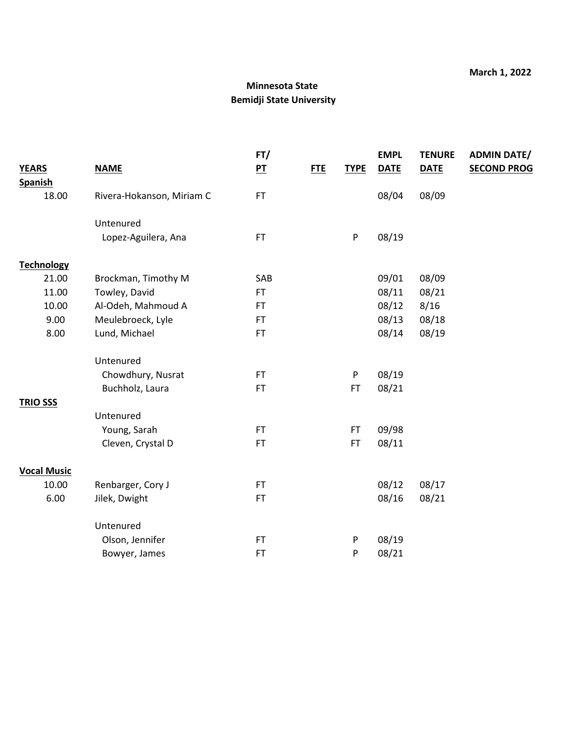March 1, 2022

**Minnesota State**
**Bemidji State University**

| YEARS | NAME | FT/ PT | FTE | TYPE | EMPL DATE | TENURE DATE | ADMIN DATE/ SECOND PROG |
|---|---|---|---|---|---|---|---|
| **Spanish** | | | | | | | |
| 18.00 | Rivera-Hokanson, Miriam C | FT | | | 08/04 | 08/09 | |
| | Untenured | | | | | | |
| | Lopez-Aguilera, Ana | FT | | P | 08/19 | | |
| **Technology** | | | | | | | |
| 21.00 | Brockman, Timothy M | SAB | | | 09/01 | 08/09 | |
| 11.00 | Towley, David | FT | | | 08/11 | 08/21 | |
| 10.00 | Al-Odeh, Mahmoud A | FT | | | 08/12 | 8/16 | |
| 9.00 | Meulebroeck, Lyle | FT | | | 08/13 | 08/18 | |
| 8.00 | Lund, Michael | FT | | | 08/14 | 08/19 | |
| | Untenured | | | | | | |
| | Chowdhury, Nusrat | FT | | P | 08/19 | | |
| | Buchholz, Laura | FT | | FT | 08/21 | | |
| **TRIO SSS** | | | | | | | |
| | Untenured | | | | | | |
| | Young, Sarah | FT | | FT | 09/98 | | |
| | Cleven, Crystal D | FT | | FT | 08/11 | | |
| **Vocal Music** | | | | | | | |
| 10.00 | Renbarger, Cory J | FT | | | 08/12 | 08/17 | |
| 6.00 | Jilek, Dwight | FT | | | 08/16 | 08/21 | |
| | Untenured | | | | | | |
| | Olson, Jennifer | FT | | P | 08/19 | | |
| | Bowyer, James | FT | | P | 08/21 | | |